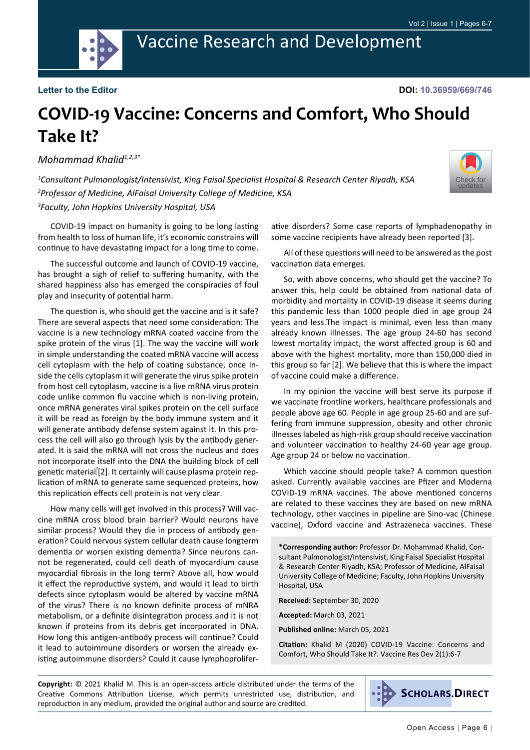**Letter to the Editor**

**DOI: 10.36959/669/746**

# COVID-19 Vaccine: Concerns and Comfort, Who Should Take It?

*Mohammad Khalid*[1,2,3]*

[1]*Consultant Pulmonologist/Intensivist, King Faisal Specialist Hospital & Research Center Riyadh, KSA*

[2]*Professor of Medicine, AlFaisal University College of Medicine, KSA*

[3]*Faculty, John Hopkins University Hospital, USA*

COVID-19 impact on humanity is going to be long lasting from health to loss of human life, it's economic constrains will continue to have devastating impact for a long time to come.

The successful outcome and launch of COVID-19 vaccine, has brought a sigh of relief to suffering humanity, with the shared happiness also has emerged the conspiracies of foul play and insecurity of potential harm.

The question is, who should get the vaccine and is it safe? There are several aspects that need some consideration: The vaccine is a new technology mRNA coated vaccine from the spike protein of the virus [1]. The way the vaccine will work in simple understanding the coated mRNA vaccine will access cell cytoplasm with the help of coating substance, once inside the cells cytoplasm it will generate the virus spike protein from host cell cytoplasm, vaccine is a live mRNA virus protein code unlike common flu vaccine which is non-living protein, once mRNA generates viral spikes protein on the cell surface it will be read as foreign by the body immune system and it will generate antibody defense system against it. In this process the cell will also go through lysis by the antibody generated. It is said the mRNA will not cross the nucleus and does not incorporate itself into the DNA the building block of cell genetic material [2]. It certainly will cause plasma protein replication of mRNA to generate same sequenced proteins, how this replication effects cell protein is not very clear.

How many cells will get involved in this process? Will vaccine mRNA cross blood brain barrier? Would neurons have similar process? Would they die in process of antibody generation? Could nervous system cellular death cause longterm dementia or worsen existing dementia? Since neurons cannot be regenerated, could cell death of myocardium cause myocardial fibrosis in the long term? Above all, how would it effect the reproductive system, and would it lead to birth defects since cytoplasm would be altered by vaccine mRNA of the virus? There is no known definite process of mRNA metabolism, or a definite disintegration process and it is not known if proteins from its debris get incorporated in DNA. How long this antigen-antibody process will continue? Could it lead to autoimmune disorders or worsen the already existing autoimmune disorders? Could it cause lymphoproliferative disorders? Some case reports of lymphadenopathy in some vaccine recipients have already been reported [3].

All of these questions will need to be answered as the post vaccination data emerges.

So, with above concerns, who should get the vaccine? To answer this, help could be obtained from national data of morbidity and mortality in COVID-19 disease it seems during this pandemic less than 1000 people died in age group 24 years and less.The impact is minimal, even less than many already known illnesses. The age group 24-60 has second lowest mortality impact, the worst affected group is 60 and above with the highest mortality, more than 150,000 died in this group so far [2]. We believe that this is where the impact of vaccine could make a difference.

In my opinion the vaccine will best serve its purpose if we vaccinate frontline workers, healthcare professionals and people above age 60. People in age group 25-60 and are suffering from immune suppression, obesity and other chronic illnesses labeled as high-risk group should receive vaccination and volunteer vaccination to healthy 24-60 year age group. Age group 24 or below no vaccination.

Which vaccine should people take? A common question asked. Currently available vaccines are Pfizer and Moderna COVID-19 mRNA vaccines. The above mentioned concerns are related to these vaccines they are based on new mRNA technology, other vaccines in pipeline are Sino-vac (Chinese vaccine), Oxford vaccine and Astrazeneca vaccines. These

**\*Corresponding author:** Professor Dr. Mohammad Khalid, Consultant Pulmonologist/Intensivist, King Faisal Specialist Hospital & Research Center Riyadh, KSA; Professor of Medicine, AlFaisal University College of Medicine; Faculty, John Hopkins University Hospital, USA

**Received:** September 30, 2020

**Accepted:** March 03, 2021

**Published online:** March 05, 2021

**Citation:** Khalid M (2020) COVID-19 Vaccine: Concerns and Comfort, Who Should Take It?. Vaccine Res Dev 2(1):6-7

**Copyright:** © 2021 Khalid M. This is an open-access article distributed under the terms of the Creative Commons Attribution License, which permits unrestricted use, distribution, and reproduction in any medium, provided the original author and source are credited.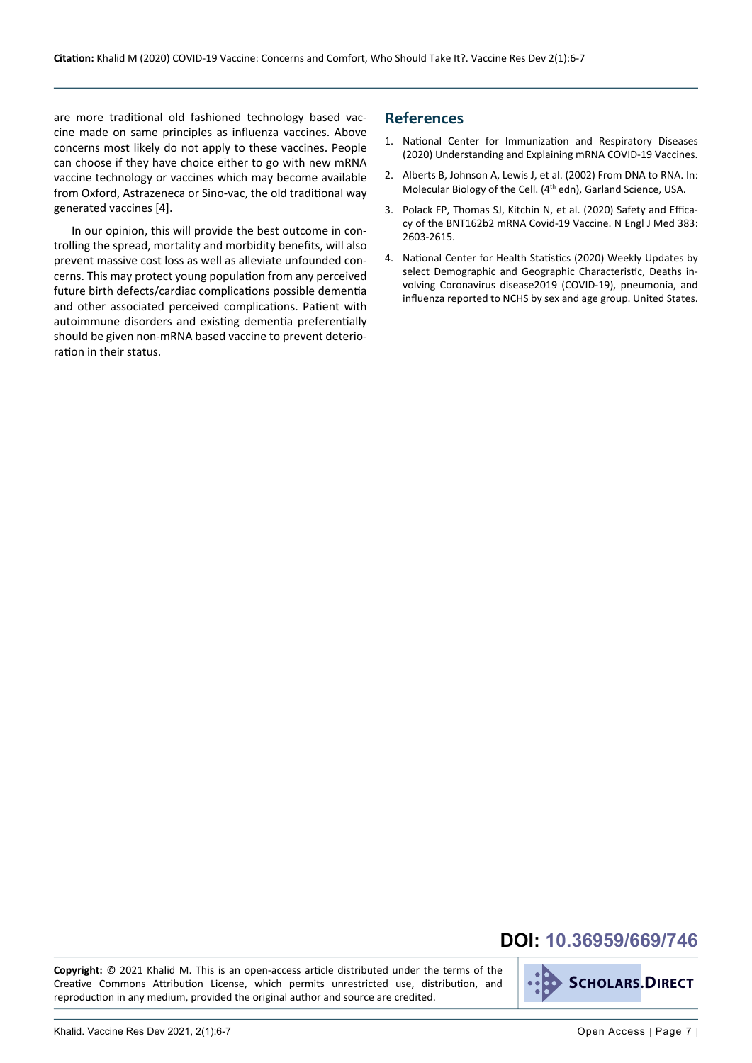are more traditional old fashioned technology based vaccine made on same principles as influenza vaccines. Above concerns most likely do not apply to these vaccines. People can choose if they have choice either to go with new mRNA vaccine technology or vaccines which may become available from Oxford, Astrazeneca or Sino-vac, the old traditional way generated vaccines [4].

In our opinion, this will provide the best outcome in controlling the spread, mortality and morbidity benefits, will also prevent massive cost loss as well as alleviate unfounded concerns. This may protect young population from any perceived future birth defects/cardiac complications possible dementia and other associated perceived complications. Patient with autoimmune disorders and existing dementia preferentially should be given non-mRNA based vaccine to prevent deterioration in their status.

## References

1. National Center for Immunization and Respiratory Diseases (2020) Understanding and Explaining mRNA COVID-19 Vaccines.
2. Alberts B, Johnson A, Lewis J, et al. (2002) From DNA to RNA. In: Molecular Biology of the Cell. (4th edn), Garland Science, USA.
3. Polack FP, Thomas SJ, Kitchin N, et al. (2020) Safety and Efficacy of the BNT162b2 mRNA Covid-19 Vaccine. N Engl J Med 383: 2603-2615.
4. National Center for Health Statistics (2020) Weekly Updates by select Demographic and Geographic Characteristic, Deaths involving Coronavirus disease2019 (COVID-19), pneumonia, and influenza reported to NCHS by sex and age group. United States.

**DOI: 10.36959/669/746**

**Copyright:** © 2021 Khalid M. This is an open-access article distributed under the terms of the Creative Commons Attribution License, which permits unrestricted use, distribution, and reproduction in any medium, provided the original author and source are credited.